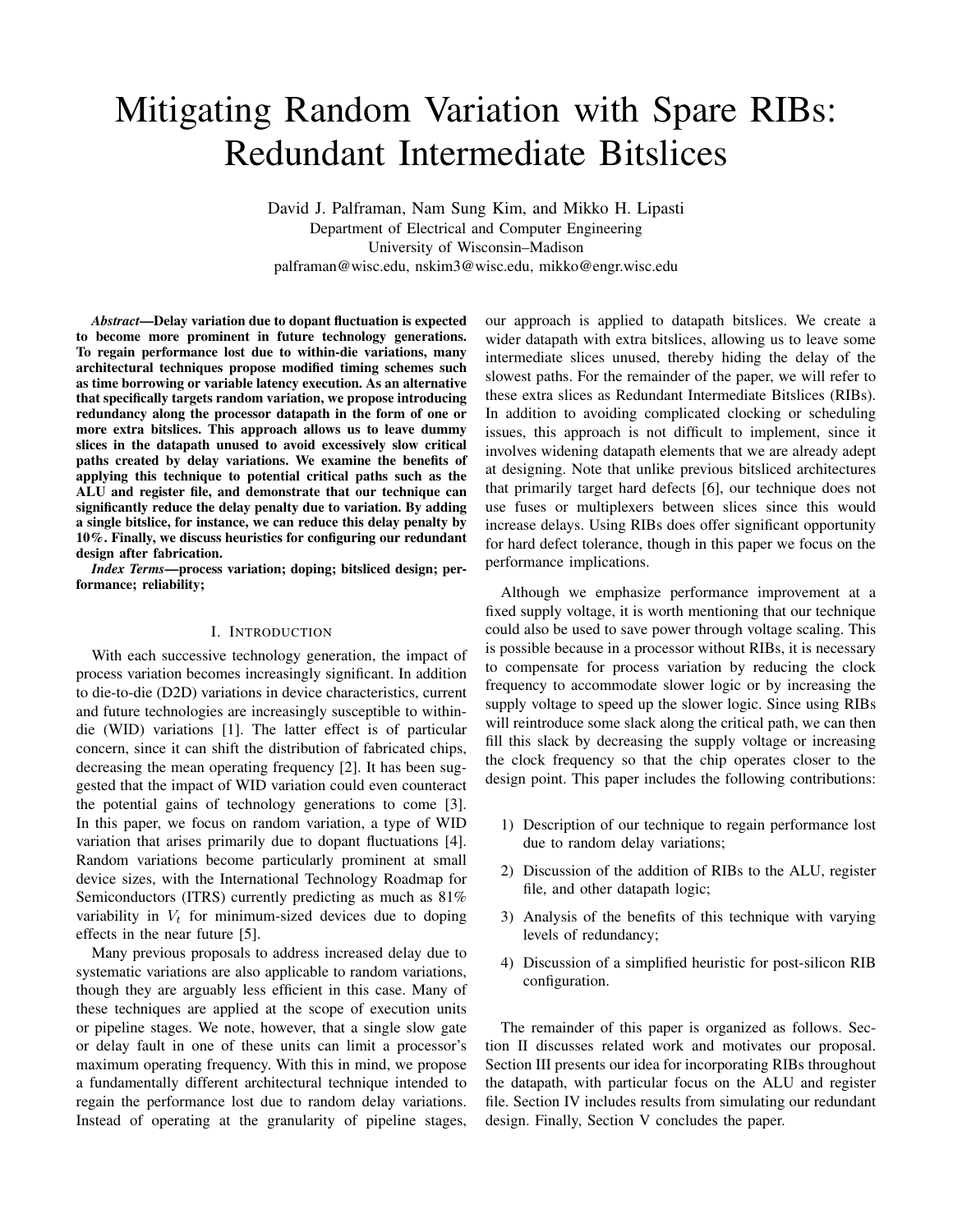# Mitigating Random Variation with Spare RIBs: Redundant Intermediate Bitslices

David J. Palframan, Nam Sung Kim, and Mikko H. Lipasti
Department of Electrical and Computer Engineering
University of Wisconsin–Madison
palframan@wisc.edu, nskim3@wisc.edu, mikko@engr.wisc.edu

***Abstract*—Delay variation due to dopant fluctuation is expected to become more prominent in future technology generations. To regain performance lost due to within-die variations, many architectural techniques propose modified timing schemes such as time borrowing or variable latency execution. As an alternative that specifically targets random variation, we propose introducing redundancy along the processor datapath in the form of one or more extra bitslices. This approach allows us to leave dummy slices in the datapath unused to avoid excessively slow critical paths created by delay variations. We examine the benefits of applying this technique to potential critical paths such as the ALU and register file, and demonstrate that our technique can significantly reduce the delay penalty due to variation. By adding a single bitslice, for instance, we can reduce this delay penalty by 10%. Finally, we discuss heuristics for configuring our redundant design after fabrication.**

***Index Terms*—process variation; doping; bitsliced design; performance; reliability;**

## I. Introduction

With each successive technology generation, the impact of process variation becomes increasingly significant. In addition to die-to-die (D2D) variations in device characteristics, current and future technologies are increasingly susceptible to within-die (WID) variations [1]. The latter effect is of particular concern, since it can shift the distribution of fabricated chips, decreasing the mean operating frequency [2]. It has been suggested that the impact of WID variation could even counteract the potential gains of technology generations to come [3]. In this paper, we focus on random variation, a type of WID variation that arises primarily due to dopant fluctuations [4]. Random variations become particularly prominent at small device sizes, with the International Technology Roadmap for Semiconductors (ITRS) currently predicting as much as 81% variability in $V_t$ for minimum-sized devices due to doping effects in the near future [5].

Many previous proposals to address increased delay due to systematic variations are also applicable to random variations, though they are arguably less efficient in this case. Many of these techniques are applied at the scope of execution units or pipeline stages. We note, however, that a single slow gate or delay fault in one of these units can limit a processor's maximum operating frequency. With this in mind, we propose a fundamentally different architectural technique intended to regain the performance lost due to random delay variations. Instead of operating at the granularity of pipeline stages, our approach is applied to datapath bitslices. We create a wider datapath with extra bitslices, allowing us to leave some intermediate slices unused, thereby hiding the delay of the slowest paths. For the remainder of the paper, we will refer to these extra slices as Redundant Intermediate Bitslices (RIBs). In addition to avoiding complicated clocking or scheduling issues, this approach is not difficult to implement, since it involves widening datapath elements that we are already adept at designing. Note that unlike previous bitsliced architectures that primarily target hard defects [6], our technique does not use fuses or multiplexers between slices since this would increase delays. Using RIBs does offer significant opportunity for hard defect tolerance, though in this paper we focus on the performance implications.

Although we emphasize performance improvement at a fixed supply voltage, it is worth mentioning that our technique could also be used to save power through voltage scaling. This is possible because in a processor without RIBs, it is necessary to compensate for process variation by reducing the clock frequency to accommodate slower logic or by increasing the supply voltage to speed up the slower logic. Since using RIBs will reintroduce some slack along the critical path, we can then fill this slack by decreasing the supply voltage or increasing the clock frequency so that the chip operates closer to the design point. This paper includes the following contributions:

1) Description of our technique to regain performance lost due to random delay variations;
2) Discussion of the addition of RIBs to the ALU, register file, and other datapath logic;
3) Analysis of the benefits of this technique with varying levels of redundancy;
4) Discussion of a simplified heuristic for post-silicon RIB configuration.

The remainder of this paper is organized as follows. Section II discusses related work and motivates our proposal. Section III presents our idea for incorporating RIBs throughout the datapath, with particular focus on the ALU and register file. Section IV includes results from simulating our redundant design. Finally, Section V concludes the paper.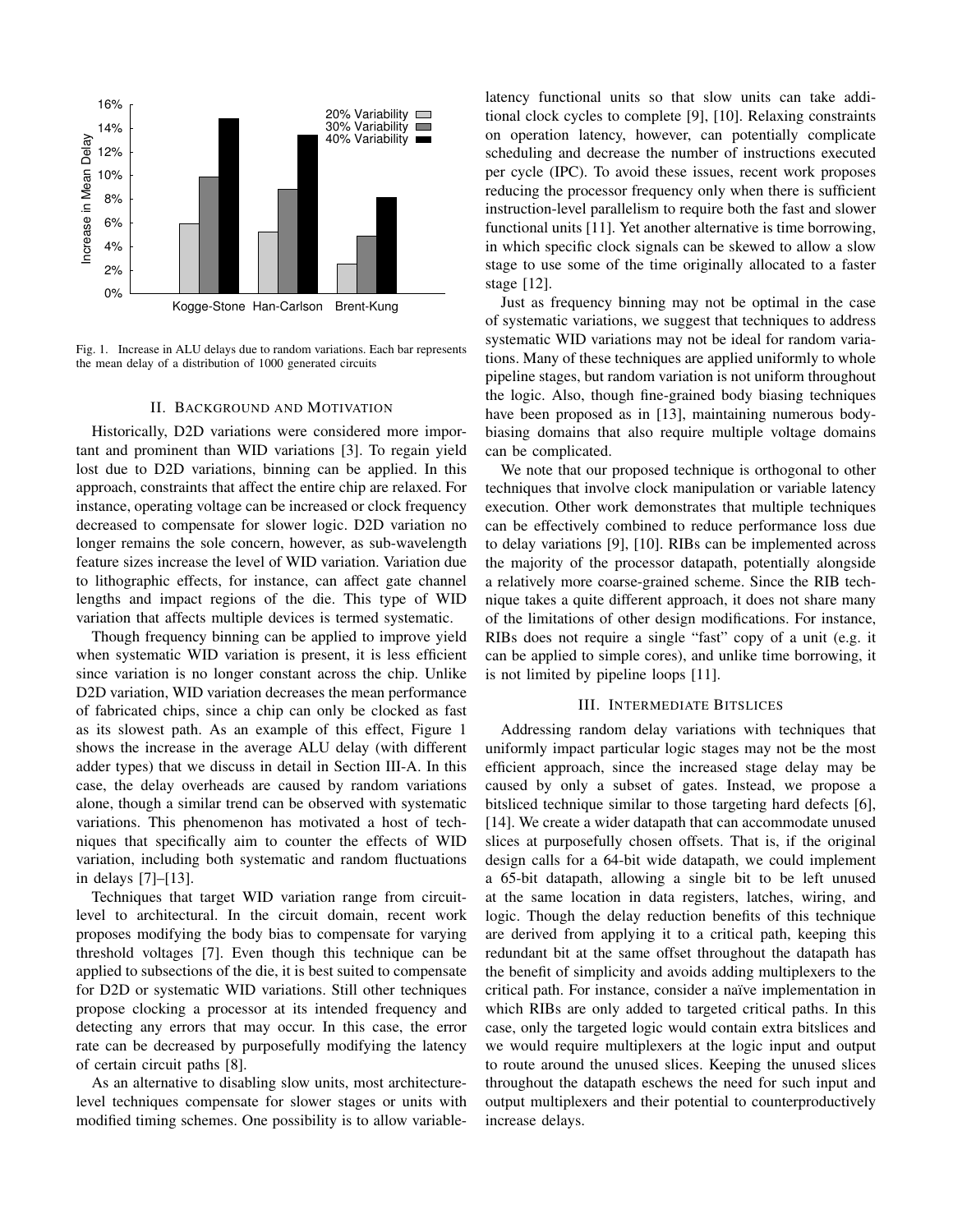Fig. 1. Increase in ALU delays due to random variations. Each bar represents the mean delay of a distribution of 1000 generated circuits

## II. Background and Motivation

Historically, D2D variations were considered more important and prominent than WID variations [3]. To regain yield lost due to D2D variations, binning can be applied. In this approach, constraints that affect the entire chip are relaxed. For instance, operating voltage can be increased or clock frequency decreased to compensate for slower logic. D2D variation no longer remains the sole concern, however, as sub-wavelength feature sizes increase the level of WID variation. Variation due to lithographic effects, for instance, can affect gate channel lengths and impact regions of the die. This type of WID variation that affects multiple devices is termed systematic.

Though frequency binning can be applied to improve yield when systematic WID variation is present, it is less efficient since variation is no longer constant across the chip. Unlike D2D variation, WID variation decreases the mean performance of fabricated chips, since a chip can only be clocked as fast as its slowest path. As an example of this effect, Figure 1 shows the increase in the average ALU delay (with different adder types) that we discuss in detail in Section III-A. In this case, the delay overheads are caused by random variations alone, though a similar trend can be observed with systematic variations. This phenomenon has motivated a host of techniques that specifically aim to counter the effects of WID variation, including both systematic and random fluctuations in delays [7]–[13].

Techniques that target WID variation range from circuit-level to architectural. In the circuit domain, recent work proposes modifying the body bias to compensate for varying threshold voltages [7]. Even though this technique can be applied to subsections of the die, it is best suited to compensate for D2D or systematic WID variations. Still other techniques propose clocking a processor at its intended frequency and detecting any errors that may occur. In this case, the error rate can be decreased by purposefully modifying the latency of certain circuit paths [8].

As an alternative to disabling slow units, most architecture-level techniques compensate for slower stages or units with modified timing schemes. One possibility is to allow variable-latency functional units so that slow units can take additional clock cycles to complete [9], [10]. Relaxing constraints on operation latency, however, can potentially complicate scheduling and decrease the number of instructions executed per cycle (IPC). To avoid these issues, recent work proposes reducing the processor frequency only when there is sufficient instruction-level parallelism to require both the fast and slower functional units [11]. Yet another alternative is time borrowing, in which specific clock signals can be skewed to allow a slow stage to use some of the time originally allocated to a faster stage [12].

Just as frequency binning may not be optimal in the case of systematic variations, we suggest that techniques to address systematic WID variations may not be ideal for random variations. Many of these techniques are applied uniformly to whole pipeline stages, but random variation is not uniform throughout the logic. Also, though fine-grained body biasing techniques have been proposed as in [13], maintaining numerous body-biasing domains that also require multiple voltage domains can be complicated.

We note that our proposed technique is orthogonal to other techniques that involve clock manipulation or variable latency execution. Other work demonstrates that multiple techniques can be effectively combined to reduce performance loss due to delay variations [9], [10]. RIBs can be implemented across the majority of the processor datapath, potentially alongside a relatively more coarse-grained scheme. Since the RIB technique takes a quite different approach, it does not share many of the limitations of other design modifications. For instance, RIBs does not require a single "fast" copy of a unit (e.g. it can be applied to simple cores), and unlike time borrowing, it is not limited by pipeline loops [11].

## III. Intermediate Bitslices

Addressing random delay variations with techniques that uniformly impact particular logic stages may not be the most efficient approach, since the increased stage delay may be caused by only a subset of gates. Instead, we propose a bitsliced technique similar to those targeting hard defects [6], [14]. We create a wider datapath that can accommodate unused slices at purposefully chosen offsets. That is, if the original design calls for a 64-bit wide datapath, we could implement a 65-bit datapath, allowing a single bit to be left unused at the same location in data registers, latches, wiring, and logic. Though the delay reduction benefits of this technique are derived from applying it to a critical path, keeping this redundant bit at the same offset throughout the datapath has the benefit of simplicity and avoids adding multiplexers to the critical path. For instance, consider a naïve implementation in which RIBs are only added to targeted critical paths. In this case, only the targeted logic would contain extra bitslices and we would require multiplexers at the logic input and output to route around the unused slices. Keeping the unused slices throughout the datapath eschews the need for such input and output multiplexers and their potential to counterproductively increase delays.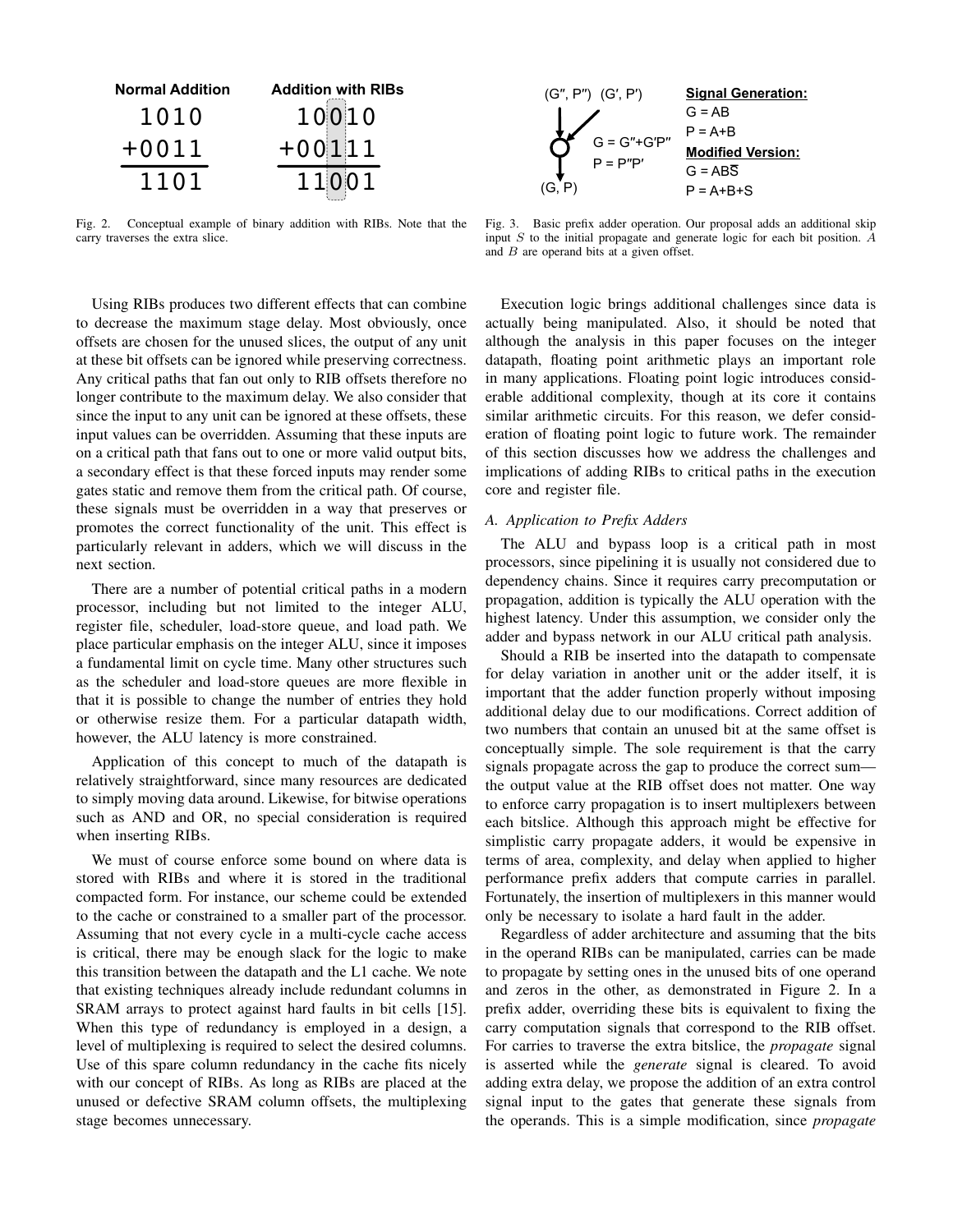Normal Addition

```
 1010
+0011
 1101
```

Addition with RIBs

```
 10010
+00111
 11001
```

Fig. 2. Conceptual example of binary addition with RIBs. Note that the carry traverses the extra slice.

$(G'', P'')$ $(G', P')$

$G = G'' + G'P''$

$P = P''P'$

$(G, P)$

**Signal Generation:**

$G = AB$

$P = A+B$

**Modified Version:**

$G = AB\overline{S}$

$P = A+B+S$

Fig. 3. Basic prefix adder operation. Our proposal adds an additional skip input $S$ to the initial propagate and generate logic for each bit position. $A$ and $B$ are operand bits at a given offset.

Using RIBs produces two different effects that can combine to decrease the maximum stage delay. Most obviously, once offsets are chosen for the unused slices, the output of any unit at these bit offsets can be ignored while preserving correctness. Any critical paths that fan out only to RIB offsets therefore no longer contribute to the maximum delay. We also consider that since the input to any unit can be ignored at these offsets, these input values can be overridden. Assuming that these inputs are on a critical path that fans out to one or more valid output bits, a secondary effect is that these forced inputs may render some gates static and remove them from the critical path. Of course, these signals must be overridden in a way that preserves or promotes the correct functionality of the unit. This effect is particularly relevant in adders, which we will discuss in the next section.

There are a number of potential critical paths in a modern processor, including but not limited to the integer ALU, register file, scheduler, load-store queue, and load path. We place particular emphasis on the integer ALU, since it imposes a fundamental limit on cycle time. Many other structures such as the scheduler and load-store queues are more flexible in that it is possible to change the number of entries they hold or otherwise resize them. For a particular datapath width, however, the ALU latency is more constrained.

Application of this concept to much of the datapath is relatively straightforward, since many resources are dedicated to simply moving data around. Likewise, for bitwise operations such as AND and OR, no special consideration is required when inserting RIBs.

We must of course enforce some bound on where data is stored with RIBs and where it is stored in the traditional compacted form. For instance, our scheme could be extended to the cache or constrained to a smaller part of the processor. Assuming that not every cycle in a multi-cycle cache access is critical, there may be enough slack for the logic to make this transition between the datapath and the L1 cache. We note that existing techniques already include redundant columns in SRAM arrays to protect against hard faults in bit cells [15]. When this type of redundancy is employed in a design, a level of multiplexing is required to select the desired columns. Use of this spare column redundancy in the cache fits nicely with our concept of RIBs. As long as RIBs are placed at the unused or defective SRAM column offsets, the multiplexing stage becomes unnecessary.

Execution logic brings additional challenges since data is actually being manipulated. Also, it should be noted that although the analysis in this paper focuses on the integer datapath, floating point arithmetic plays an important role in many applications. Floating point logic introduces considerable additional complexity, though at its core it contains similar arithmetic circuits. For this reason, we defer consideration of floating point logic to future work. The remainder of this section discusses how we address the challenges and implications of adding RIBs to critical paths in the execution core and register file.

### *A. Application to Prefix Adders*

The ALU and bypass loop is a critical path in most processors, since pipelining it is usually not considered due to dependency chains. Since it requires carry precomputation or propagation, addition is typically the ALU operation with the highest latency. Under this assumption, we consider only the adder and bypass network in our ALU critical path analysis.

Should a RIB be inserted into the datapath to compensate for delay variation in another unit or the adder itself, it is important that the adder function properly without imposing additional delay due to our modifications. Correct addition of two numbers that contain an unused bit at the same offset is conceptually simple. The sole requirement is that the carry signals propagate across the gap to produce the correct sum—the output value at the RIB offset does not matter. One way to enforce carry propagation is to insert multiplexers between each bitslice. Although this approach might be effective for simplistic carry propagate adders, it would be expensive in terms of area, complexity, and delay when applied to higher performance prefix adders that compute carries in parallel. Fortunately, the insertion of multiplexers in this manner would only be necessary to isolate a hard fault in the adder.

Regardless of adder architecture and assuming that the bits in the operand RIBs can be manipulated, carries can be made to propagate by setting ones in the unused bits of one operand and zeros in the other, as demonstrated in Figure 2. In a prefix adder, overriding these bits is equivalent to fixing the carry computation signals that correspond to the RIB offset. For carries to traverse the extra bitslice, the *propagate* signal is asserted while the *generate* signal is cleared. To avoid adding extra delay, we propose the addition of an extra control signal input to the gates that generate these signals from the operands. This is a simple modification, since *propagate*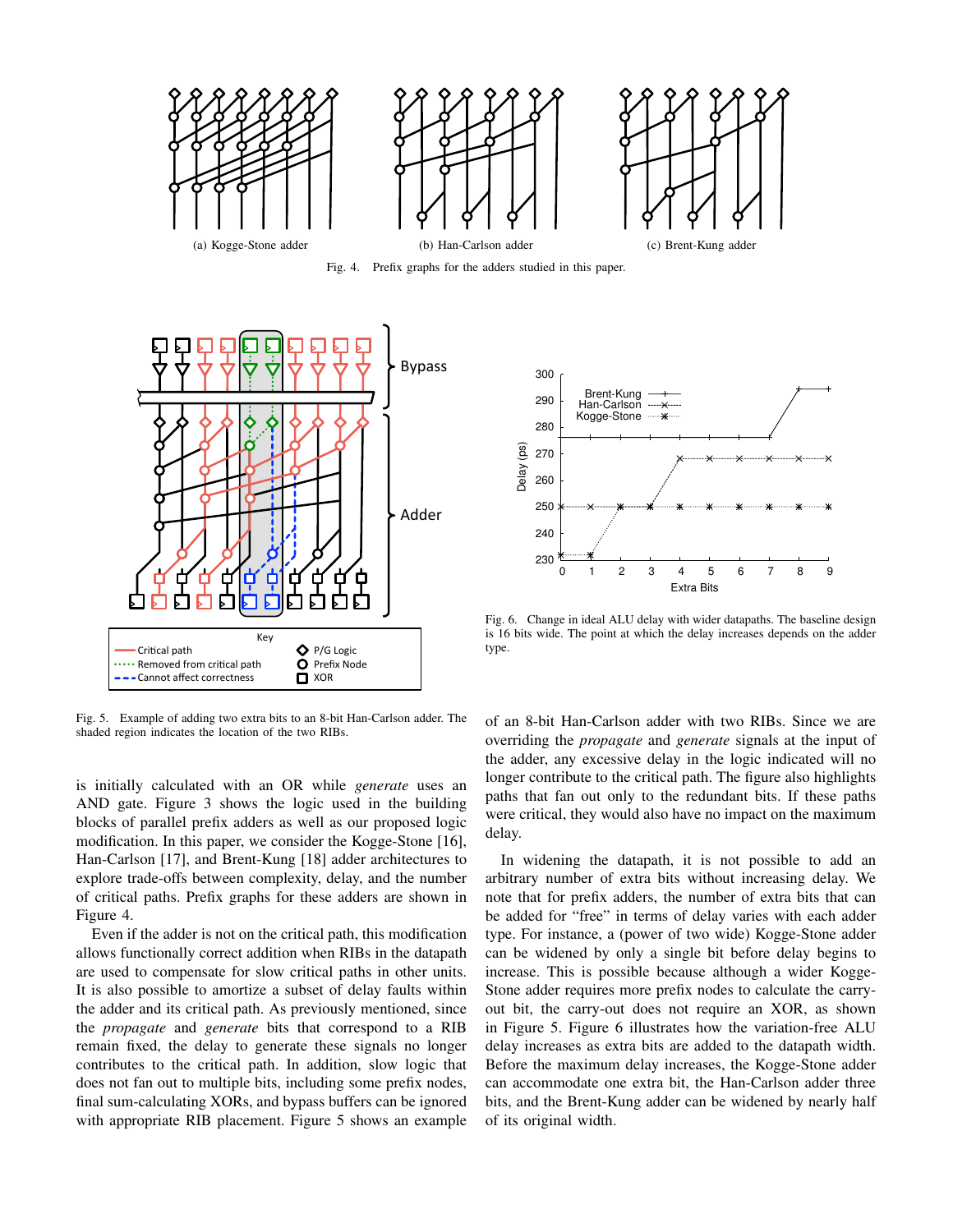(a) Kogge-Stone adder

(b) Han-Carlson adder

(c) Brent-Kung adder

Fig. 4. Prefix graphs for the adders studied in this paper.

Fig. 5. Example of adding two extra bits to an 8-bit Han-Carlson adder. The shaded region indicates the location of the two RIBs.

Fig. 6. Change in ideal ALU delay with wider datapaths. The baseline design is 16 bits wide. The point at which the delay increases depends on the adder type.

is initially calculated with an OR while *generate* uses an AND gate. Figure 3 shows the logic used in the building blocks of parallel prefix adders as well as our proposed logic modification. In this paper, we consider the Kogge-Stone [16], Han-Carlson [17], and Brent-Kung [18] adder architectures to explore trade-offs between complexity, delay, and the number of critical paths. Prefix graphs for these adders are shown in Figure 4.

Even if the adder is not on the critical path, this modification allows functionally correct addition when RIBs in the datapath are used to compensate for slow critical paths in other units. It is also possible to amortize a subset of delay faults within the adder and its critical path. As previously mentioned, since the *propagate* and *generate* bits that correspond to a RIB remain fixed, the delay to generate these signals no longer contributes to the critical path. In addition, slow logic that does not fan out to multiple bits, including some prefix nodes, final sum-calculating XORs, and bypass buffers can be ignored with appropriate RIB placement. Figure 5 shows an example of an 8-bit Han-Carlson adder with two RIBs. Since we are overriding the *propagate* and *generate* signals at the input of the adder, any excessive delay in the logic indicated will no longer contribute to the critical path. The figure also highlights paths that fan out only to the redundant bits. If these paths were critical, they would also have no impact on the maximum delay.

In widening the datapath, it is not possible to add an arbitrary number of extra bits without increasing delay. We note that for prefix adders, the number of extra bits that can be added for "free" in terms of delay varies with each adder type. For instance, a (power of two wide) Kogge-Stone adder can be widened by only a single bit before delay begins to increase. This is possible because although a wider Kogge-Stone adder requires more prefix nodes to calculate the carry-out bit, the carry-out does not require an XOR, as shown in Figure 5. Figure 6 illustrates how the variation-free ALU delay increases as extra bits are added to the datapath width. Before the maximum delay increases, the Kogge-Stone adder can accommodate one extra bit, the Han-Carlson adder three bits, and the Brent-Kung adder can be widened by nearly half of its original width.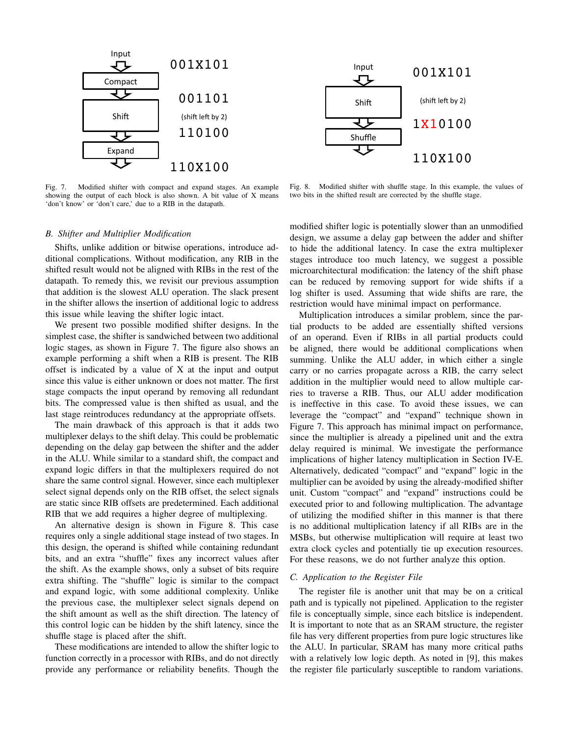Input

001X101

Compact

001101

Shift

(shift left by 2)

110100

Expand

110X100

Fig. 7. Modified shifter with compact and expand stages. An example showing the output of each block is also shown. A bit value of X means 'don't know' or 'don't care,' due to a RIB in the datapath.

Input

001X101

Shift

(shift left by 2)

1X10100

Shuffle

110X100

Fig. 8. Modified shifter with shuffle stage. In this example, the values of two bits in the shifted result are corrected by the shuffle stage.

### B. Shifter and Multiplier Modification

Shifts, unlike addition or bitwise operations, introduce additional complications. Without modification, any RIB in the shifted result would not be aligned with RIBs in the rest of the datapath. To remedy this, we revisit our previous assumption that addition is the slowest ALU operation. The slack present in the shifter allows the insertion of additional logic to address this issue while leaving the shifter logic intact.

We present two possible modified shifter designs. In the simplest case, the shifter is sandwiched between two additional logic stages, as shown in Figure 7. The figure also shows an example performing a shift when a RIB is present. The RIB offset is indicated by a value of X at the input and output since this value is either unknown or does not matter. The first stage compacts the input operand by removing all redundant bits. The compressed value is then shifted as usual, and the last stage reintroduces redundancy at the appropriate offsets.

The main drawback of this approach is that it adds two multiplexer delays to the shift delay. This could be problematic depending on the delay gap between the shifter and the adder in the ALU. While similar to a standard shift, the compact and expand logic differs in that the multiplexers required do not share the same control signal. However, since each multiplexer select signal depends only on the RIB offset, the select signals are static since RIB offsets are predetermined. Each additional RIB that we add requires a higher degree of multiplexing.

An alternative design is shown in Figure 8. This case requires only a single additional stage instead of two stages. In this design, the operand is shifted while containing redundant bits, and an extra "shuffle" fixes any incorrect values after the shift. As the example shows, only a subset of bits require extra shifting. The "shuffle" logic is similar to the compact and expand logic, with some additional complexity. Unlike the previous case, the multiplexer select signals depend on the shift amount as well as the shift direction. The latency of this control logic can be hidden by the shift latency, since the shuffle stage is placed after the shift.

These modifications are intended to allow the shifter logic to function correctly in a processor with RIBs, and do not directly provide any performance or reliability benefits. Though the modified shifter logic is potentially slower than an unmodified design, we assume a delay gap between the adder and shifter to hide the additional latency. In case the extra multiplexer stages introduce too much latency, we suggest a possible microarchitectural modification: the latency of the shift phase can be reduced by removing support for wide shifts if a log shifter is used. Assuming that wide shifts are rare, the restriction would have minimal impact on performance.

Multiplication introduces a similar problem, since the partial products to be added are essentially shifted versions of an operand. Even if RIBs in all partial products could be aligned, there would be additional complications when summing. Unlike the ALU adder, in which either a single carry or no carries propagate across a RIB, the carry select addition in the multiplier would need to allow multiple carries to traverse a RIB. Thus, our ALU adder modification is ineffective in this case. To avoid these issues, we can leverage the "compact" and "expand" technique shown in Figure 7. This approach has minimal impact on performance, since the multiplier is already a pipelined unit and the extra delay required is minimal. We investigate the performance implications of higher latency multiplication in Section IV-E. Alternatively, dedicated "compact" and "expand" logic in the multiplier can be avoided by using the already-modified shifter unit. Custom "compact" and "expand" instructions could be executed prior to and following multiplication. The advantage of utilizing the modified shifter in this manner is that there is no additional multiplication latency if all RIBs are in the MSBs, but otherwise multiplication will require at least two extra clock cycles and potentially tie up execution resources. For these reasons, we do not further analyze this option.

### C. Application to the Register File

The register file is another unit that may be on a critical path and is typically not pipelined. Application to the register file is conceptually simple, since each bitslice is independent. It is important to note that as an SRAM structure, the register file has very different properties from pure logic structures like the ALU. In particular, SRAM has many more critical paths with a relatively low logic depth. As noted in [9], this makes the register file particularly susceptible to random variations.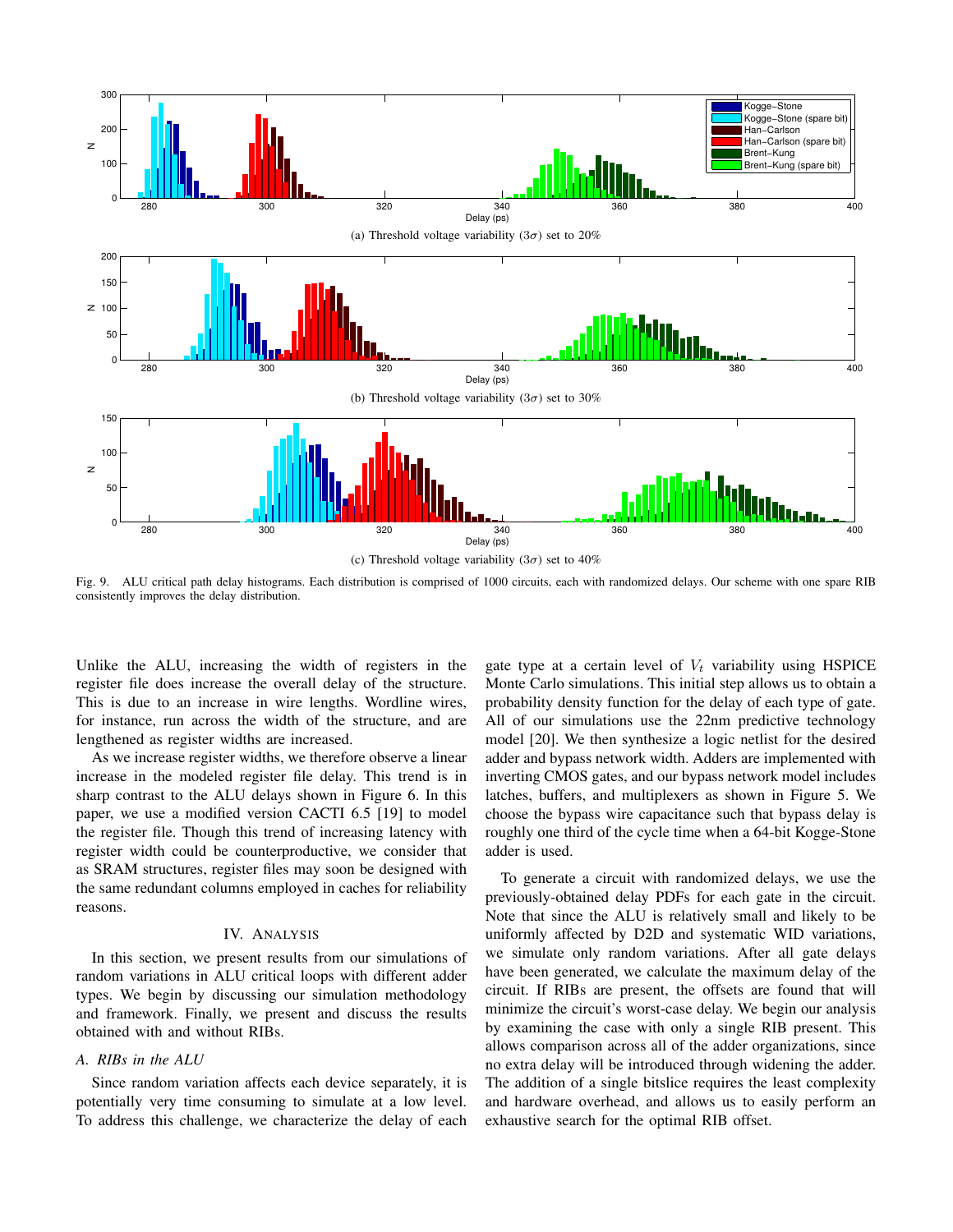(a) Threshold voltage variability ($3\sigma$) set to 20%

(b) Threshold voltage variability ($3\sigma$) set to 30%

(c) Threshold voltage variability ($3\sigma$) set to 40%

Fig. 9. ALU critical path delay histograms. Each distribution is comprised of 1000 circuits, each with randomized delays. Our scheme with one spare RIB consistently improves the delay distribution.

Unlike the ALU, increasing the width of registers in the register file does increase the overall delay of the structure. This is due to an increase in wire lengths. Wordline wires, for instance, run across the width of the structure, and are lengthened as register widths are increased.

As we increase register widths, we therefore observe a linear increase in the modeled register file delay. This trend is in sharp contrast to the ALU delays shown in Figure 6. In this paper, we use a modified version CACTI 6.5 [19] to model the register file. Though this trend of increasing latency with register width could be counterproductive, we consider that as SRAM structures, register files may soon be designed with the same redundant columns employed in caches for reliability reasons.

## IV. Analysis

In this section, we present results from our simulations of random variations in ALU critical loops with different adder types. We begin by discussing our simulation methodology and framework. Finally, we present and discuss the results obtained with and without RIBs.

### A. RIBs in the ALU

Since random variation affects each device separately, it is potentially very time consuming to simulate at a low level. To address this challenge, we characterize the delay of each gate type at a certain level of $V_t$ variability using HSPICE Monte Carlo simulations. This initial step allows us to obtain a probability density function for the delay of each type of gate. All of our simulations use the 22nm predictive technology model [20]. We then synthesize a logic netlist for the desired adder and bypass network width. Adders are implemented with inverting CMOS gates, and our bypass network model includes latches, buffers, and multiplexers as shown in Figure 5. We choose the bypass wire capacitance such that bypass delay is roughly one third of the cycle time when a 64-bit Kogge-Stone adder is used.

To generate a circuit with randomized delays, we use the previously-obtained delay PDFs for each gate in the circuit. Note that since the ALU is relatively small and likely to be uniformly affected by D2D and systematic WID variations, we simulate only random variations. After all gate delays have been generated, we calculate the maximum delay of the circuit. If RIBs are present, the offsets are found that will minimize the circuit's worst-case delay. We begin our analysis by examining the case with only a single RIB present. This allows comparison across all of the adder organizations, since no extra delay will be introduced through widening the adder. The addition of a single bitslice requires the least complexity and hardware overhead, and allows us to easily perform an exhaustive search for the optimal RIB offset.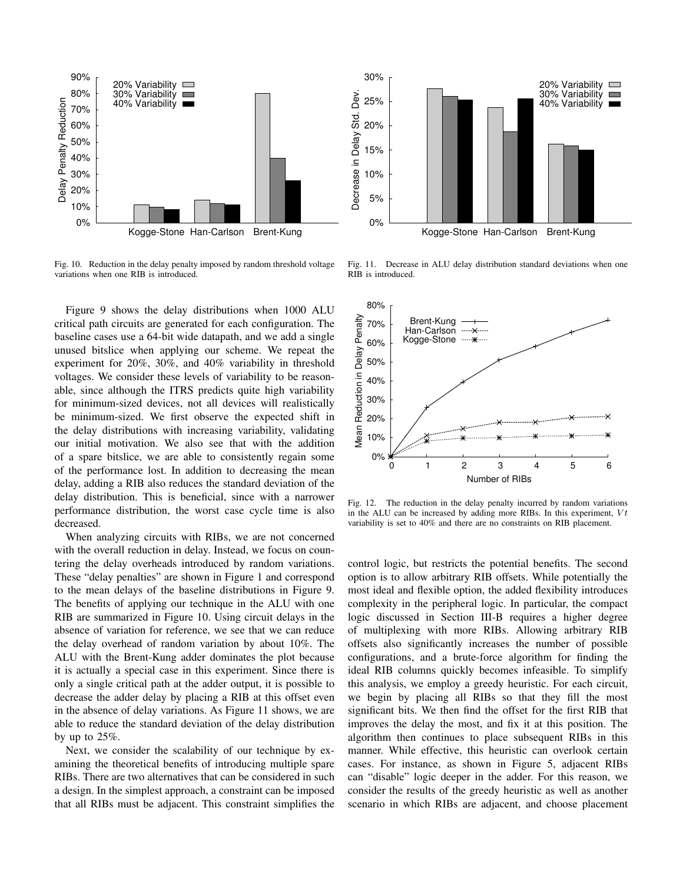Fig. 10. Reduction in the delay penalty imposed by random threshold voltage variations when one RIB is introduced.

Fig. 11. Decrease in ALU delay distribution standard deviations when one RIB is introduced.

Figure 9 shows the delay distributions when 1000 ALU critical path circuits are generated for each configuration. The baseline cases use a 64-bit wide datapath, and we add a single unused bitslice when applying our scheme. We repeat the experiment for 20%, 30%, and 40% variability in threshold voltages. We consider these levels of variability to be reasonable, since although the ITRS predicts quite high variability for minimum-sized devices, not all devices will realistically be minimum-sized. We first observe the expected shift in the delay distributions with increasing variability, validating our initial motivation. We also see that with the addition of a spare bitslice, we are able to consistently regain some of the performance lost. In addition to decreasing the mean delay, adding a RIB also reduces the standard deviation of the delay distribution. This is beneficial, since with a narrower performance distribution, the worst case cycle time is also decreased.

When analyzing circuits with RIBs, we are not concerned with the overall reduction in delay. Instead, we focus on countering the delay overheads introduced by random variations. These "delay penalties" are shown in Figure 1 and correspond to the mean delays of the baseline distributions in Figure 9. The benefits of applying our technique in the ALU with one RIB are summarized in Figure 10. Using circuit delays in the absence of variation for reference, we see that we can reduce the delay overhead of random variation by about 10%. The ALU with the Brent-Kung adder dominates the plot because it is actually a special case in this experiment. Since there is only a single critical path at the adder output, it is possible to decrease the adder delay by placing a RIB at this offset even in the absence of delay variations. As Figure 11 shows, we are able to reduce the standard deviation of the delay distribution by up to 25%.

Next, we consider the scalability of our technique by examining the theoretical benefits of introducing multiple spare RIBs. There are two alternatives that can be considered in such a design. In the simplest approach, a constraint can be imposed that all RIBs must be adjacent. This constraint simplifies the control logic, but restricts the potential benefits. The second option is to allow arbitrary RIB offsets. While potentially the most ideal and flexible option, the added flexibility introduces complexity in the peripheral logic. In particular, the compact logic discussed in Section III-B requires a higher degree of multiplexing with more RIBs. Allowing arbitrary RIB offsets also significantly increases the number of possible configurations, and a brute-force algorithm for finding the ideal RIB columns quickly becomes infeasible. To simplify this analysis, we employ a greedy heuristic. For each circuit, we begin by placing all RIBs so that they fill the most significant bits. We then find the offset for the first RIB that improves the delay the most, and fix it at this position. The algorithm then continues to place subsequent RIBs in this manner. While effective, this heuristic can overlook certain cases. For instance, as shown in Figure 5, adjacent RIBs can "disable" logic deeper in the adder. For this reason, we consider the results of the greedy heuristic as well as another scenario in which RIBs are adjacent, and choose placement

Fig. 12. The reduction in the delay penalty incurred by random variations in the ALU can be increased by adding more RIBs. In this experiment, $Vt$ variability is set to 40% and there are no constraints on RIB placement.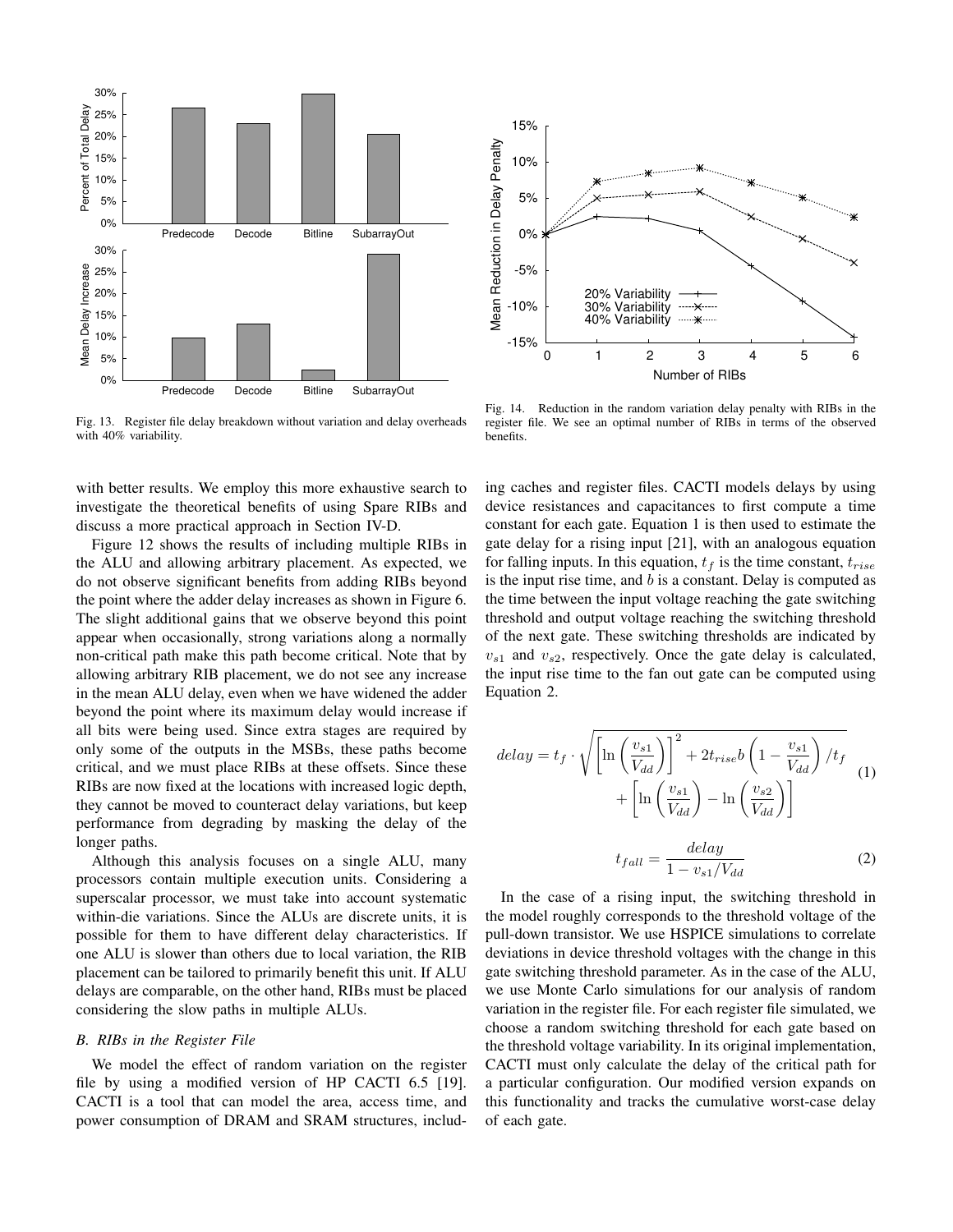Fig. 13. Register file delay breakdown without variation and delay overheads with 40% variability.

Fig. 14. Reduction in the random variation delay penalty with RIBs in the register file. We see an optimal number of RIBs in terms of the observed benefits.

with better results. We employ this more exhaustive search to investigate the theoretical benefits of using Spare RIBs and discuss a more practical approach in Section IV-D.

Figure 12 shows the results of including multiple RIBs in the ALU and allowing arbitrary placement. As expected, we do not observe significant benefits from adding RIBs beyond the point where the adder delay increases as shown in Figure 6. The slight additional gains that we observe beyond this point appear when occasionally, strong variations along a normally non-critical path make this path become critical. Note that by allowing arbitrary RIB placement, we do not see any increase in the mean ALU delay, even when we have widened the adder beyond the point where its maximum delay would increase if all bits were being used. Since extra stages are required by only some of the outputs in the MSBs, these paths become critical, and we must place RIBs at these offsets. Since these RIBs are now fixed at the locations with increased logic depth, they cannot be moved to counteract delay variations, but keep performance from degrading by masking the delay of the longer paths.

Although this analysis focuses on a single ALU, many processors contain multiple execution units. Considering a superscalar processor, we must take into account systematic within-die variations. Since the ALUs are discrete units, it is possible for them to have different delay characteristics. If one ALU is slower than others due to local variation, the RIB placement can be tailored to primarily benefit this unit. If ALU delays are comparable, on the other hand, RIBs must be placed considering the slow paths in multiple ALUs.

### B. RIBs in the Register File

We model the effect of random variation on the register file by using a modified version of HP CACTI 6.5 [19]. CACTI is a tool that can model the area, access time, and power consumption of DRAM and SRAM structures, including caches and register files. CACTI models delays by using device resistances and capacitances to first compute a time constant for each gate. Equation 1 is then used to estimate the gate delay for a rising input [21], with an analogous equation for falling inputs. In this equation, $t_f$ is the time constant, $t_{rise}$ is the input rise time, and $b$ is a constant. Delay is computed as the time between the input voltage reaching the gate switching threshold and output voltage reaching the switching threshold of the next gate. These switching thresholds are indicated by $v_{s1}$ and $v_{s2}$, respectively. Once the gate delay is calculated, the input rise time to the fan out gate can be computed using Equation 2.

$$delay = t_f \cdot \sqrt{\left[\ln\left(\frac{v_{s1}}{V_{dd}}\right)\right]^2 + 2t_{rise}b\left(1 - \frac{v_{s1}}{V_{dd}}\right)/t_f} + \left[\ln\left(\frac{v_{s1}}{V_{dd}}\right) - \ln\left(\frac{v_{s2}}{V_{dd}}\right)\right] \quad (1)$$

$$t_{fall} = \frac{delay}{1 - v_{s1}/V_{dd}} \quad (2)$$

In the case of a rising input, the switching threshold in the model roughly corresponds to the threshold voltage of the pull-down transistor. We use HSPICE simulations to correlate deviations in device threshold voltages with the change in this gate switching threshold parameter. As in the case of the ALU, we use Monte Carlo simulations for our analysis of random variation in the register file. For each register file simulated, we choose a random switching threshold for each gate based on the threshold voltage variability. In its original implementation, CACTI must only calculate the delay of the critical path for a particular configuration. Our modified version expands on this functionality and tracks the cumulative worst-case delay of each gate.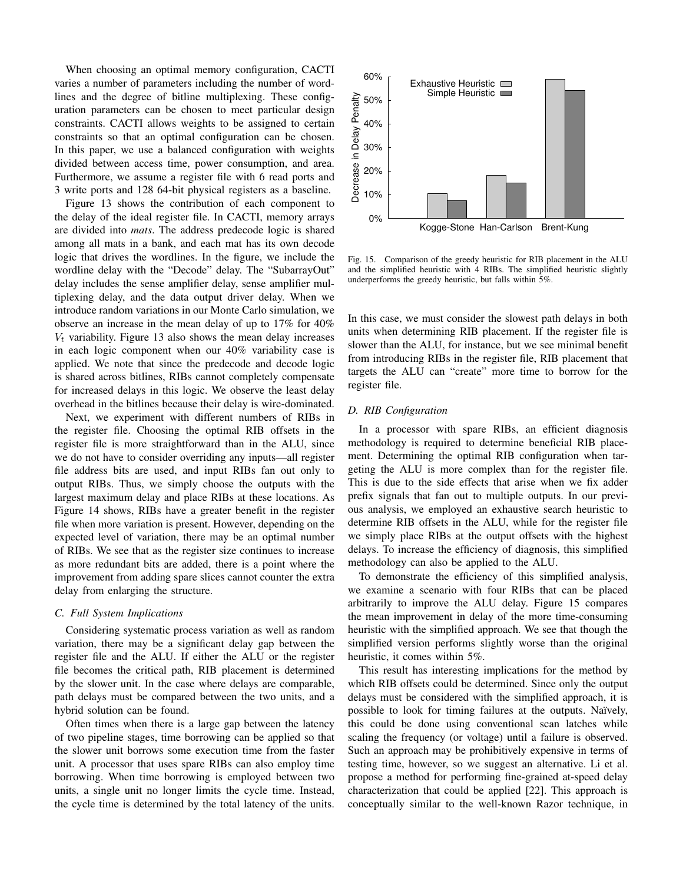When choosing an optimal memory configuration, CACTI varies a number of parameters including the number of wordlines and the degree of bitline multiplexing. These configuration parameters can be chosen to meet particular design constraints. CACTI allows weights to be assigned to certain constraints so that an optimal configuration can be chosen. In this paper, we use a balanced configuration with weights divided between access time, power consumption, and area. Furthermore, we assume a register file with 6 read ports and 3 write ports and 128 64-bit physical registers as a baseline.

Figure 13 shows the contribution of each component to the delay of the ideal register file. In CACTI, memory arrays are divided into *mats*. The address predecode logic is shared among all mats in a bank, and each mat has its own decode logic that drives the wordlines. In the figure, we include the wordline delay with the "Decode" delay. The "SubarrayOut" delay includes the sense amplifier delay, sense amplifier multiplexing delay, and the data output driver delay. When we introduce random variations in our Monte Carlo simulation, we observe an increase in the mean delay of up to 17% for 40% $V_t$ variability. Figure 13 also shows the mean delay increases in each logic component when our 40% variability case is applied. We note that since the predecode and decode logic is shared across bitlines, RIBs cannot completely compensate for increased delays in this logic. We observe the least delay overhead in the bitlines because their delay is wire-dominated.

Next, we experiment with different numbers of RIBs in the register file. Choosing the optimal RIB offsets in the register file is more straightforward than in the ALU, since we do not have to consider overriding any inputs—all register file address bits are used, and input RIBs fan out only to output RIBs. Thus, we simply choose the outputs with the largest maximum delay and place RIBs at these locations. As Figure 14 shows, RIBs have a greater benefit in the register file when more variation is present. However, depending on the expected level of variation, there may be an optimal number of RIBs. We see that as the register size continues to increase as more redundant bits are added, there is a point where the improvement from adding spare slices cannot counter the extra delay from enlarging the structure.

### C. Full System Implications

Considering systematic process variation as well as random variation, there may be a significant delay gap between the register file and the ALU. If either the ALU or the register file becomes the critical path, RIB placement is determined by the slower unit. In the case where delays are comparable, path delays must be compared between the two units, and a hybrid solution can be found.

Often times when there is a large gap between the latency of two pipeline stages, time borrowing can be applied so that the slower unit borrows some execution time from the faster unit. A processor that uses spare RIBs can also employ time borrowing. When time borrowing is employed between two units, a single unit no longer limits the cycle time. Instead, the cycle time is determined by the total latency of the units. In this case, we must consider the slowest path delays in both units when determining RIB placement. If the register file is slower than the ALU, for instance, but we see minimal benefit from introducing RIBs in the register file, RIB placement that targets the ALU can "create" more time to borrow for the register file.

Fig. 15. Comparison of the greedy heuristic for RIB placement in the ALU and the simplified heuristic with 4 RIBs. The simplified heuristic slightly underperforms the greedy heuristic, but falls within 5%.

### D. RIB Configuration

In a processor with spare RIBs, an efficient diagnosis methodology is required to determine beneficial RIB placement. Determining the optimal RIB configuration when targeting the ALU is more complex than for the register file. This is due to the side effects that arise when we fix adder prefix signals that fan out to multiple outputs. In our previous analysis, we employed an exhaustive search heuristic to determine RIB offsets in the ALU, while for the register file we simply place RIBs at the output offsets with the highest delays. To increase the efficiency of diagnosis, this simplified methodology can also be applied to the ALU.

To demonstrate the efficiency of this simplified analysis, we examine a scenario with four RIBs that can be placed arbitrarily to improve the ALU delay. Figure 15 compares the mean improvement in delay of the more time-consuming heuristic with the simplified approach. We see that though the simplified version performs slightly worse than the original heuristic, it comes within 5%.

This result has interesting implications for the method by which RIB offsets could be determined. Since only the output delays must be considered with the simplified approach, it is possible to look for timing failures at the outputs. Naïvely, this could be done using conventional scan latches while scaling the frequency (or voltage) until a failure is observed. Such an approach may be prohibitively expensive in terms of testing time, however, so we suggest an alternative. Li et al. propose a method for performing fine-grained at-speed delay characterization that could be applied [22]. This approach is conceptually similar to the well-known Razor technique, in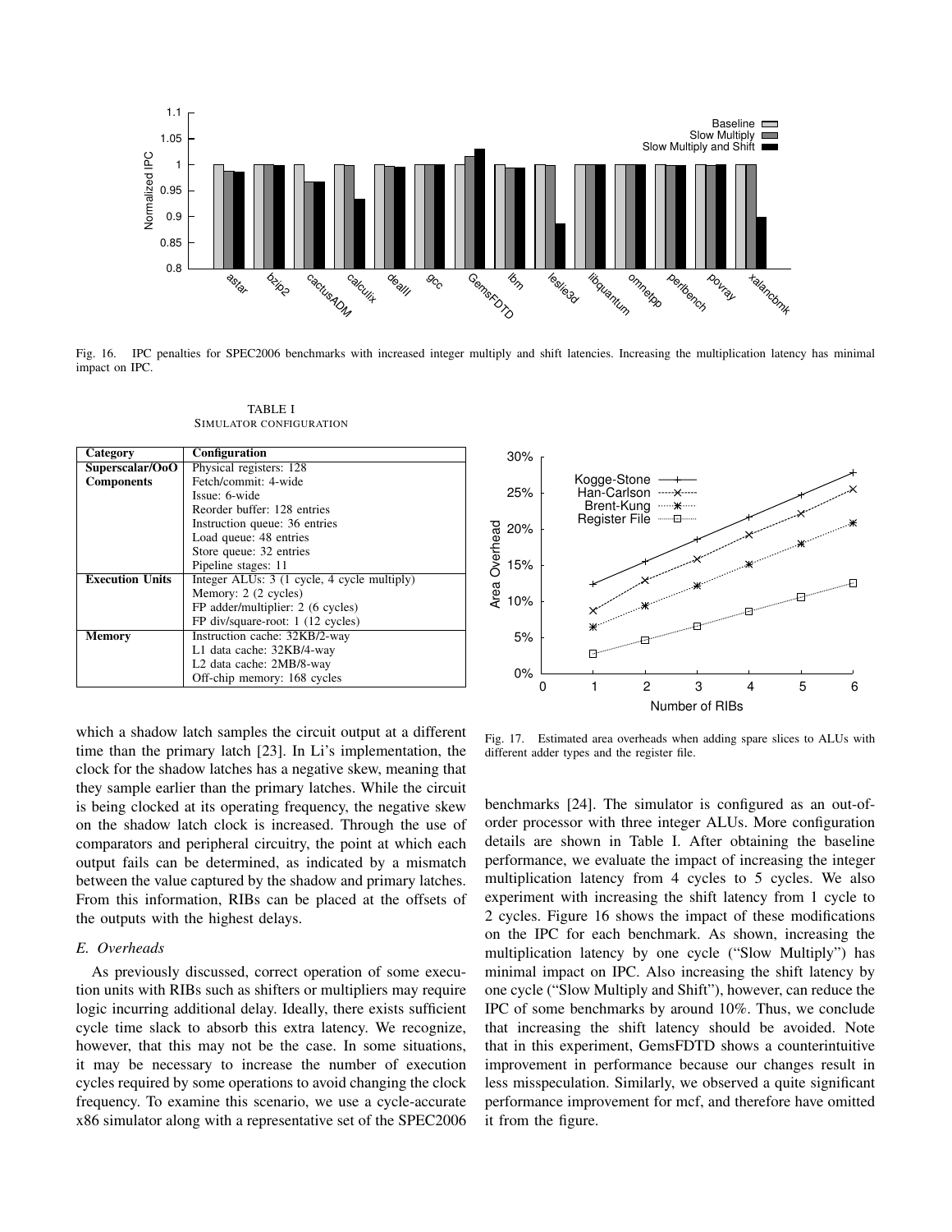Fig. 16. IPC penalties for SPEC2006 benchmarks with increased integer multiply and shift latencies. Increasing the multiplication latency has minimal impact on IPC.

TABLE I
SIMULATOR CONFIGURATION

| Category | Configuration |
|---|---|
| **Superscalar/OoO Components** | Physical registers: 128 |
| | Fetch/commit: 4-wide |
| | Issue: 6-wide |
| | Reorder buffer: 128 entries |
| | Instruction queue: 36 entries |
| | Load queue: 48 entries |
| | Store queue: 32 entries |
| | Pipeline stages: 11 |
| **Execution Units** | Integer ALUs: 3 (1 cycle, 4 cycle multiply) |
| | Memory: 2 (2 cycles) |
| | FP adder/multiplier: 2 (6 cycles) |
| | FP div/square-root: 1 (12 cycles) |
| **Memory** | Instruction cache: 32KB/2-way |
| | L1 data cache: 32KB/4-way |
| | L2 data cache: 2MB/8-way |
| | Off-chip memory: 168 cycles |

Fig. 17. Estimated area overheads when adding spare slices to ALUs with different adder types and the register file.

which a shadow latch samples the circuit output at a different time than the primary latch [23]. In Li's implementation, the clock for the shadow latches has a negative skew, meaning that they sample earlier than the primary latches. While the circuit is being clocked at its operating frequency, the negative skew on the shadow latch clock is increased. Through the use of comparators and peripheral circuitry, the point at which each output fails can be determined, as indicated by a mismatch between the value captured by the shadow and primary latches. From this information, RIBs can be placed at the offsets of the outputs with the highest delays.

### E. Overheads

As previously discussed, correct operation of some execution units with RIBs such as shifters or multipliers may require logic incurring additional delay. Ideally, there exists sufficient cycle time slack to absorb this extra latency. We recognize, however, that this may not be the case. In some situations, it may be necessary to increase the number of execution cycles required by some operations to avoid changing the clock frequency. To examine this scenario, we use a cycle-accurate x86 simulator along with a representative set of the SPEC2006 benchmarks [24]. The simulator is configured as an out-of-order processor with three integer ALUs. More configuration details are shown in Table I. After obtaining the baseline performance, we evaluate the impact of increasing the integer multiplication latency from 4 cycles to 5 cycles. We also experiment with increasing the shift latency from 1 cycle to 2 cycles. Figure 16 shows the impact of these modifications on the IPC for each benchmark. As shown, increasing the multiplication latency by one cycle ("Slow Multiply") has minimal impact on IPC. Also increasing the shift latency by one cycle ("Slow Multiply and Shift"), however, can reduce the IPC of some benchmarks by around 10%. Thus, we conclude that increasing the shift latency should be avoided. Note that in this experiment, GemsFDTD shows a counterintuitive improvement in performance because our changes result in less misspeculation. Similarly, we observed a quite significant performance improvement for mcf, and therefore have omitted it from the figure.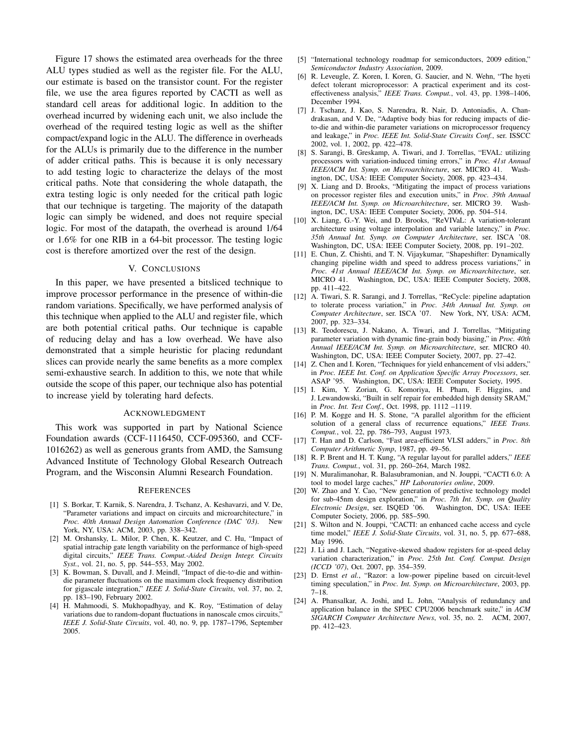Figure 17 shows the estimated area overheads for the three ALU types studied as well as the register file. For the ALU, our estimate is based on the transistor count. For the register file, we use the area figures reported by CACTI as well as standard cell areas for additional logic. In addition to the overhead incurred by widening each unit, we also include the overhead of the required testing logic as well as the shifter compact/expand logic in the ALU. The difference in overheads for the ALUs is primarily due to the difference in the number of adder critical paths. This is because it is only necessary to add testing logic to characterize the delays of the most critical paths. Note that considering the whole datapath, the extra testing logic is only needed for the critical path logic that our technique is targeting. The majority of the datapath logic can simply be widened, and does not require special logic. For most of the datapath, the overhead is around 1/64 or 1.6% for one RIB in a 64-bit processor. The testing logic cost is therefore amortized over the rest of the design.

## V. Conclusions

In this paper, we have presented a bitsliced technique to improve processor performance in the presence of within-die random variations. Specifically, we have performed analysis of this technique when applied to the ALU and register file, which are both potential critical paths. Our technique is capable of reducing delay and has a low overhead. We have also demonstrated that a simple heuristic for placing redundant slices can provide nearly the same benefits as a more complex semi-exhaustive search. In addition to this, we note that while outside the scope of this paper, our technique also has potential to increase yield by tolerating hard defects.

## Acknowledgment

This work was supported in part by National Science Foundation awards (CCF-1116450, CCF-095360, and CCF-1016262) as well as generous grants from AMD, the Samsung Advanced Institute of Technology Global Research Outreach Program, and the Wisconsin Alumni Research Foundation.

## References

[1] S. Borkar, T. Karnik, S. Narendra, J. Tschanz, A. Keshavarzi, and V. De, "Parameter variations and impact on circuits and microarchitecture," in *Proc. 40th Annual Design Automation Conference (DAC '03)*. New York, NY, USA: ACM, 2003, pp. 338–342.

[2] M. Orshansky, L. Milor, P. Chen, K. Keutzer, and C. Hu, "Impact of spatial intrachip gate length variability on the performance of high-speed digital circuits," *IEEE Trans. Comput.-Aided Design Integr. Circuits Syst.*, vol. 21, no. 5, pp. 544–553, May 2002.

[3] K. Bowman, S. Duvall, and J. Meindl, "Impact of die-to-die and within-die parameter fluctuations on the maximum clock frequency distribution for gigascale integration," *IEEE J. Solid-State Circuits*, vol. 37, no. 2, pp. 183–190, February 2002.

[4] H. Mahmoodi, S. Mukhopadhyay, and K. Roy, "Estimation of delay variations due to random-dopant fluctuations in nanoscale cmos circuits," *IEEE J. Solid-State Circuits*, vol. 40, no. 9, pp. 1787–1796, September 2005.

[5] "International technology roadmap for semiconductors, 2009 edition," *Semiconductor Industry Association*, 2009.

[6] R. Leveugle, Z. Koren, I. Koren, G. Saucier, and N. Wehn, "The hyeti defect tolerant microprocessor: A practical experiment and its cost-effectiveness analysis," *IEEE Trans. Comput.*, vol. 43, pp. 1398–1406, December 1994.

[7] J. Tschanz, J. Kao, S. Narendra, R. Nair, D. Antoniadis, A. Chandrakasan, and V. De, "Adaptive body bias for reducing impacts of die-to-die and within-die parameter variations on microprocessor frequency and leakage," in *Proc. IEEE Int. Solid-State Circuits Conf.*, ser. ISSCC 2002, vol. 1, 2002, pp. 422–478.

[8] S. Sarangi, B. Greskamp, A. Tiwari, and J. Torrellas, "EVAL: utilizing processors with variation-induced timing errors," in *Proc. 41st Annual IEEE/ACM Int. Symp. on Microarchitecture*, ser. MICRO 41. Washington, DC, USA: IEEE Computer Society, 2008, pp. 423–434.

[9] X. Liang and D. Brooks, "Mitigating the impact of process variations on processor register files and execution units," in *Proc. 39th Annual IEEE/ACM Int. Symp. on Microarchitecture*, ser. MICRO 39. Washington, DC, USA: IEEE Computer Society, 2006, pp. 504–514.

[10] X. Liang, G.-Y. Wei, and D. Brooks, "ReVIVaL: A variation-tolerant architecture using voltage interpolation and variable latency," in *Proc. 35th Annual Int. Symp. on Computer Architecture*, ser. ISCA '08. Washington, DC, USA: IEEE Computer Society, 2008, pp. 191–202.

[11] E. Chun, Z. Chishti, and T. N. Vijaykumar, "Shapeshifter: Dynamically changing pipeline width and speed to address process variations," in *Proc. 41st Annual IEEE/ACM Int. Symp. on Microarchitecture*, ser. MICRO 41. Washington, DC, USA: IEEE Computer Society, 2008, pp. 411–422.

[12] A. Tiwari, S. R. Sarangi, and J. Torrellas, "ReCycle: pipeline adaptation to tolerate process variation," in *Proc. 34th Annual Int. Symp. on Computer Architecture*, ser. ISCA '07. New York, NY, USA: ACM, 2007, pp. 323–334.

[13] R. Teodorescu, J. Nakano, A. Tiwari, and J. Torrellas, "Mitigating parameter variation with dynamic fine-grain body biasing," in *Proc. 40th Annual IEEE/ACM Int. Symp. on Microarchitecture*, ser. MICRO 40. Washington, DC, USA: IEEE Computer Society, 2007, pp. 27–42.

[14] Z. Chen and I. Koren, "Techniques for yield enhancement of vlsi adders," in *Proc. IEEE Int. Conf. on Application Specific Array Processors*, ser. ASAP '95. Washington, DC, USA: IEEE Computer Society, 1995.

[15] I. Kim, Y. Zorian, G. Komoriya, H. Pham, F. Higgins, and J. Lewandowski, "Built in self repair for embedded high density SRAM," in *Proc. Int. Test Conf.*, Oct. 1998, pp. 1112 –1119.

[16] P. M. Kogge and H. S. Stone, "A parallel algorithm for the efficient solution of a general class of recurrence equations," *IEEE Trans. Comput.*, vol. 22, pp. 786–793, August 1973.

[17] T. Han and D. Carlson, "Fast area-efficient VLSI adders," in *Proc. 8th Computer Arithmetic Symp*, 1987, pp. 49–56.

[18] R. P. Brent and H. T. Kung, "A regular layout for parallel adders," *IEEE Trans. Comput.*, vol. 31, pp. 260–264, March 1982.

[19] N. Muralimanohar, R. Balasubramonian, and N. Jouppi, "CACTI 6.0: A tool to model large caches," *HP Laboratories online*, 2009.

[20] W. Zhao and Y. Cao, "New generation of predictive technology model for sub-45nm design exploration," in *Proc. 7th Int. Symp. on Quality Electronic Design*, ser. ISQED '06. Washington, DC, USA: IEEE Computer Society, 2006, pp. 585–590.

[21] S. Wilton and N. Jouppi, "CACTI: an enhanced cache access and cycle time model," *IEEE J. Solid-State Circuits*, vol. 31, no. 5, pp. 677–688, May 1996.

[22] J. Li and J. Lach, "Negative-skewed shadow registers for at-speed delay variation characterization," in *Proc. 25th Int. Conf. Comput. Design (ICCD '07)*, Oct. 2007, pp. 354–359.

[23] D. Ernst *et al.*, "Razor: a low-power pipeline based on circuit-level timing speculation," in *Proc. Int. Symp. on Microarchitecture*, 2003, pp. 7–18.

[24] A. Phansalkar, A. Joshi, and L. John, "Analysis of redundancy and application balance in the SPEC CPU2006 benchmark suite," in *ACM SIGARCH Computer Architecture News*, vol. 35, no. 2. ACM, 2007, pp. 412–423.